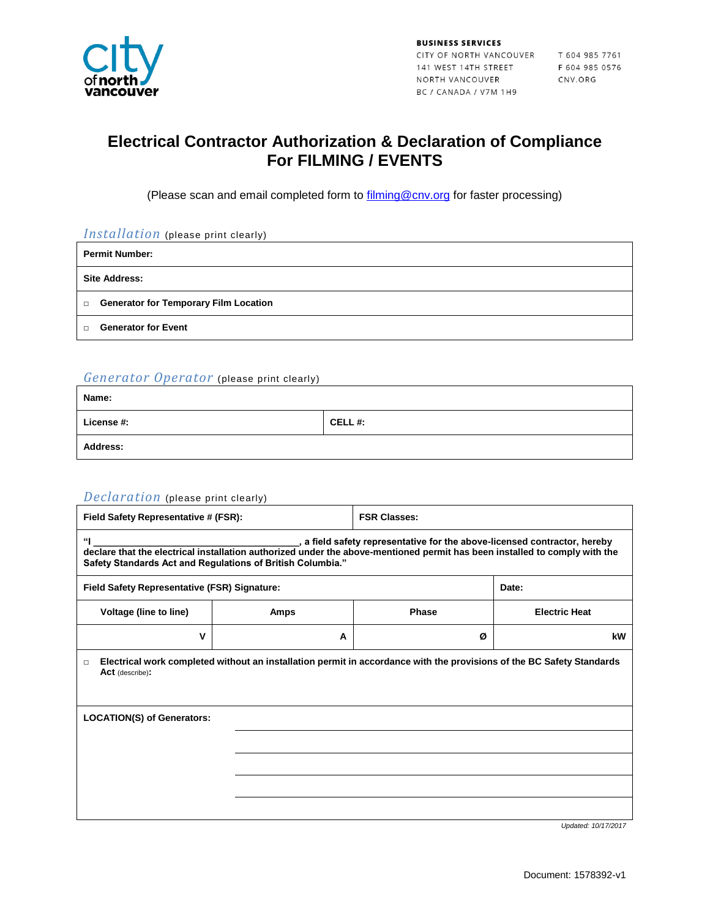**BUSINESS SERVICES**
CITY OF NORTH VANCOUVER
141 WEST 14TH STREET
NORTH VANCOUVER
BC / CANADA / V7M 1H9

T 604 985 7761
F 604 985 0576
CNV.ORG

# Electrical Contractor Authorization & Declaration of Compliance For FILMING / EVENTS

(Please scan and email completed form to filming@cnv.org for faster processing)

## *Installation* (please print clearly)

| **Permit Number:** |
|---|
| **Site Address:** |
| ☐ **Generator for Temporary Film Location** |
| ☐ **Generator for Event** |

## *Generator Operator* (please print clearly)

| **Name:** | |
|---|---|
| **License #:** | **CELL #:** |
| **Address:** | |

## *Declaration* (please print clearly)

| **Field Safety Representative # (FSR):** | | **FSR Classes:** | |
|---|---|---|---|
| **"I ______________________________, a field safety representative for the above-licensed contractor, hereby declare that the electrical installation authorized under the above-mentioned permit has been installed to comply with the Safety Standards Act and Regulations of British Columbia."** | | | |
| **Field Safety Representative (FSR) Signature:** | | | **Date:** |
| **Voltage (line to line)** | **Amps** | **Phase** | **Electric Heat** |
| **V** | **A** | **Ø** | **kW** |
| ☐ **Electrical work completed without an installation permit in accordance with the provisions of the BC Safety Standards Act** (describe)**:** | | | |
| **LOCATION(S) of Generators:** | | | |

*Updated: 10/17/2017*

Document: 1578392-v1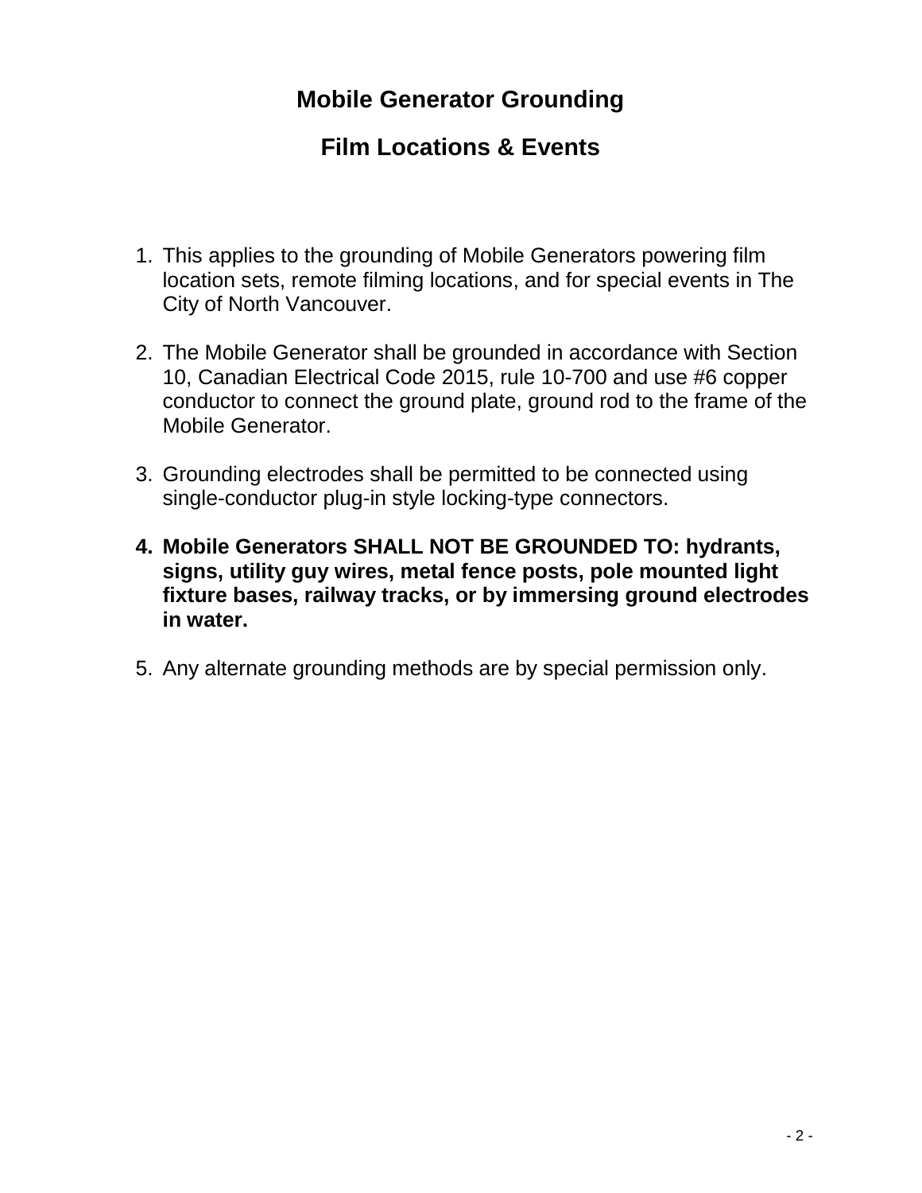# Mobile Generator Grounding

## Film Locations & Events

1. This applies to the grounding of Mobile Generators powering film location sets, remote filming locations, and for special events in The City of North Vancouver.

2. The Mobile Generator shall be grounded in accordance with Section 10, Canadian Electrical Code 2015, rule 10-700 and use #6 copper conductor to connect the ground plate, ground rod to the frame of the Mobile Generator.

3. Grounding electrodes shall be permitted to be connected using single-conductor plug-in style locking-type connectors.

4. **Mobile Generators SHALL NOT BE GROUNDED TO: hydrants, signs, utility guy wires, metal fence posts, pole mounted light fixture bases, railway tracks, or by immersing ground electrodes in water.**

5. Any alternate grounding methods are by special permission only.